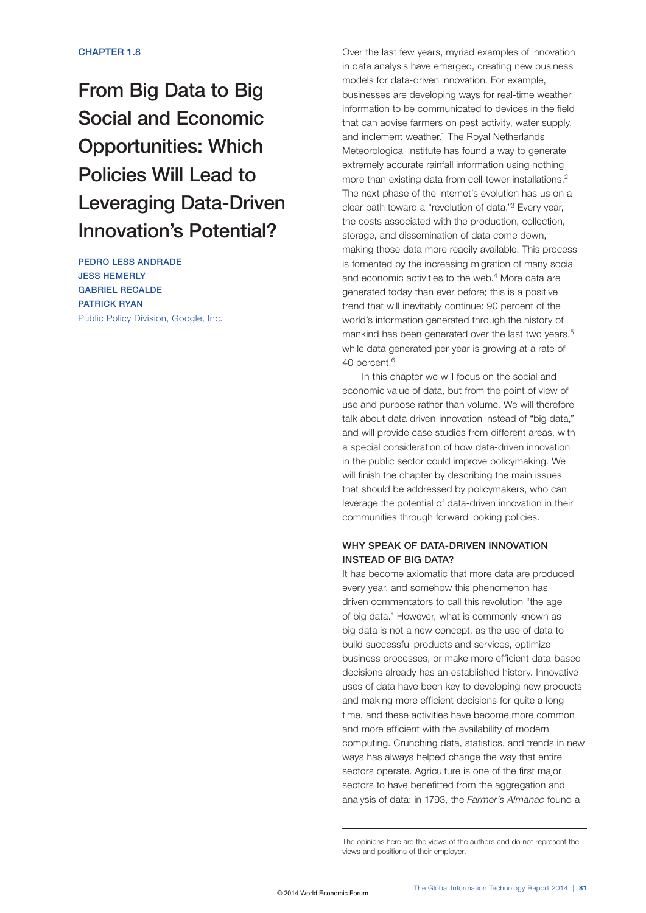CHAPTER 1.8

# From Big Data to Big Social and Economic Opportunities: Which Policies Will Lead to Leveraging Data-Driven Innovation's Potential?

**PEDRO LESS ANDRADE**
**JESS HEMERLY**
**GABRIEL RECALDE**
**PATRICK RYAN**
Public Policy Division, Google, Inc.

Over the last few years, myriad examples of innovation in data analysis have emerged, creating new business models for data-driven innovation. For example, businesses are developing ways for real-time weather information to be communicated to devices in the field that can advise farmers on pest activity, water supply, and inclement weather.[1] The Royal Netherlands Meteorological Institute has found a way to generate extremely accurate rainfall information using nothing more than existing data from cell-tower installations.[2] The next phase of the Internet's evolution has us on a clear path toward a "revolution of data."[3] Every year, the costs associated with the production, collection, storage, and dissemination of data come down, making those data more readily available. This process is fomented by the increasing migration of many social and economic activities to the web.[4] More data are generated today than ever before; this is a positive trend that will inevitably continue: 90 percent of the world's information generated through the history of mankind has been generated over the last two years,[5] while data generated per year is growing at a rate of 40 percent.[6]

In this chapter we will focus on the social and economic value of data, but from the point of view of use and purpose rather than volume. We will therefore talk about data driven-innovation instead of "big data," and will provide case studies from different areas, with a special consideration of how data-driven innovation in the public sector could improve policymaking. We will finish the chapter by describing the main issues that should be addressed by policymakers, who can leverage the potential of data-driven innovation in their communities through forward looking policies.

## WHY SPEAK OF DATA-DRIVEN INNOVATION INSTEAD OF BIG DATA?

It has become axiomatic that more data are produced every year, and somehow this phenomenon has driven commentators to call this revolution "the age of big data." However, what is commonly known as big data is not a new concept, as the use of data to build successful products and services, optimize business processes, or make more efficient data-based decisions already has an established history. Innovative uses of data have been key to developing new products and making more efficient decisions for quite a long time, and these activities have become more common and more efficient with the availability of modern computing. Crunching data, statistics, and trends in new ways has always helped change the way that entire sectors operate. Agriculture is one of the first major sectors to have benefitted from the aggregation and analysis of data: in 1793, the *Farmer's Almanac* found a

---

The opinions here are the views of the authors and do not represent the views and positions of their employer.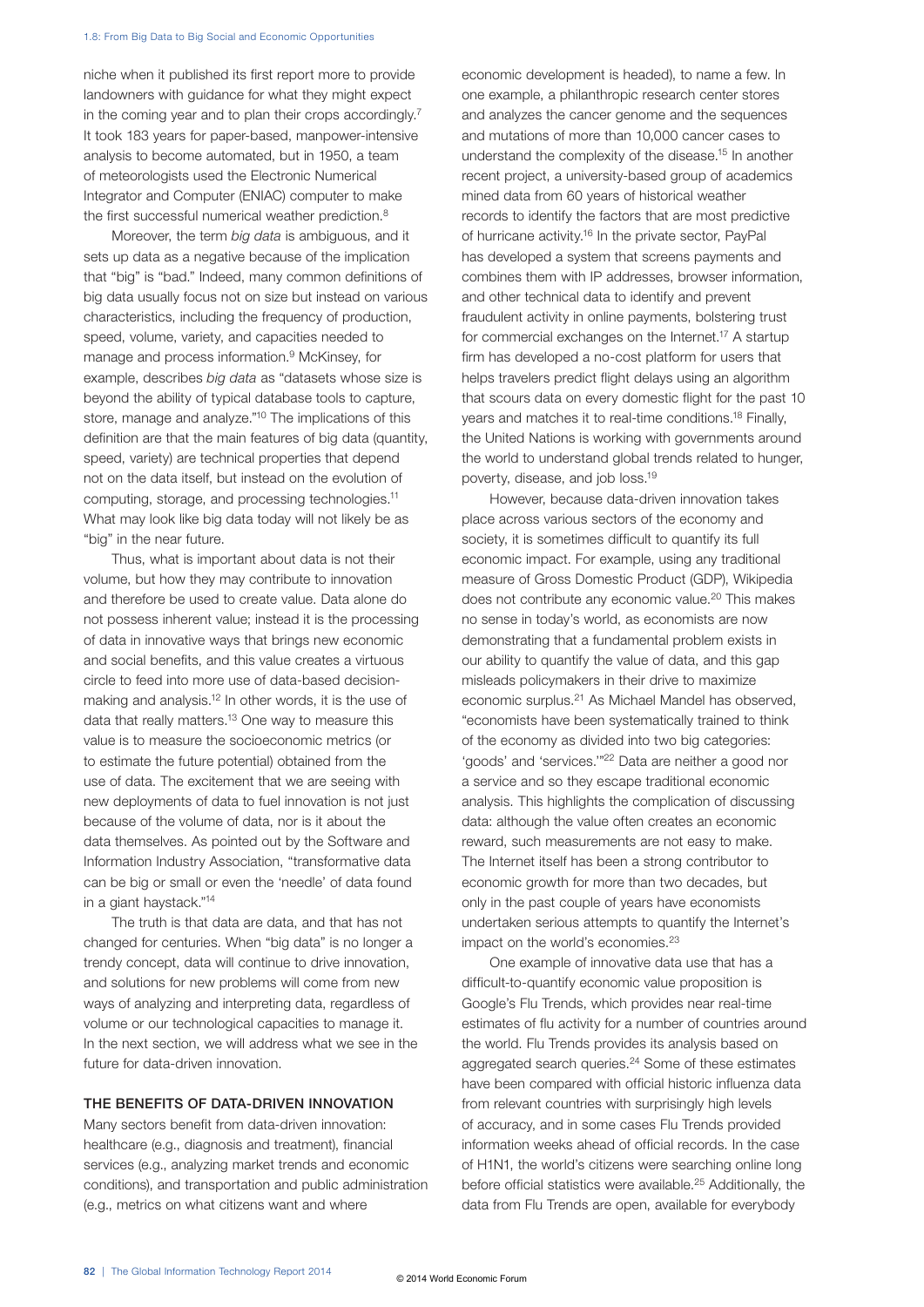niche when it published its first report more to provide landowners with guidance for what they might expect in the coming year and to plan their crops accordingly.[7] It took 183 years for paper-based, manpower-intensive analysis to become automated, but in 1950, a team of meteorologists used the Electronic Numerical Integrator and Computer (ENIAC) computer to make the first successful numerical weather prediction.[8]

Moreover, the term *big data* is ambiguous, and it sets up data as a negative because of the implication that "big" is "bad." Indeed, many common definitions of big data usually focus not on size but instead on various characteristics, including the frequency of production, speed, volume, variety, and capacities needed to manage and process information.[9] McKinsey, for example, describes *big data* as "datasets whose size is beyond the ability of typical database tools to capture, store, manage and analyze."[10] The implications of this definition are that the main features of big data (quantity, speed, variety) are technical properties that depend not on the data itself, but instead on the evolution of computing, storage, and processing technologies.[11] What may look like big data today will not likely be as "big" in the near future.

Thus, what is important about data is not their volume, but how they may contribute to innovation and therefore be used to create value. Data alone do not possess inherent value; instead it is the processing of data in innovative ways that brings new economic and social benefits, and this value creates a virtuous circle to feed into more use of data-based decision-making and analysis.[12] In other words, it is the use of data that really matters.[13] One way to measure this value is to measure the socioeconomic metrics (or to estimate the future potential) obtained from the use of data. The excitement that we are seeing with new deployments of data to fuel innovation is not just because of the volume of data, nor is it about the data themselves. As pointed out by the Software and Information Industry Association, "transformative data can be big or small or even the 'needle' of data found in a giant haystack."[14]

The truth is that data are data, and that has not changed for centuries. When "big data" is no longer a trendy concept, data will continue to drive innovation, and solutions for new problems will come from new ways of analyzing and interpreting data, regardless of volume or our technological capacities to manage it. In the next section, we will address what we see in the future for data-driven innovation.

## THE BENEFITS OF DATA-DRIVEN INNOVATION

Many sectors benefit from data-driven innovation: healthcare (e.g., diagnosis and treatment), financial services (e.g., analyzing market trends and economic conditions), and transportation and public administration (e.g., metrics on what citizens want and where economic development is headed), to name a few. In one example, a philanthropic research center stores and analyzes the cancer genome and the sequences and mutations of more than 10,000 cancer cases to understand the complexity of the disease.[15] In another recent project, a university-based group of academics mined data from 60 years of historical weather records to identify the factors that are most predictive of hurricane activity.[16] In the private sector, PayPal has developed a system that screens payments and combines them with IP addresses, browser information, and other technical data to identify and prevent fraudulent activity in online payments, bolstering trust for commercial exchanges on the Internet.[17] A startup firm has developed a no-cost platform for users that helps travelers predict flight delays using an algorithm that scours data on every domestic flight for the past 10 years and matches it to real-time conditions.[18] Finally, the United Nations is working with governments around the world to understand global trends related to hunger, poverty, disease, and job loss.[19]

However, because data-driven innovation takes place across various sectors of the economy and society, it is sometimes difficult to quantify its full economic impact. For example, using any traditional measure of Gross Domestic Product (GDP), Wikipedia does not contribute any economic value.[20] This makes no sense in today's world, as economists are now demonstrating that a fundamental problem exists in our ability to quantify the value of data, and this gap misleads policymakers in their drive to maximize economic surplus.[21] As Michael Mandel has observed, "economists have been systematically trained to think of the economy as divided into two big categories: 'goods' and 'services.'"[22] Data are neither a good nor a service and so they escape traditional economic analysis. This highlights the complication of discussing data: although the value often creates an economic reward, such measurements are not easy to make. The Internet itself has been a strong contributor to economic growth for more than two decades, but only in the past couple of years have economists undertaken serious attempts to quantify the Internet's impact on the world's economies.[23]

One example of innovative data use that has a difficult-to-quantify economic value proposition is Google's Flu Trends, which provides near real-time estimates of flu activity for a number of countries around the world. Flu Trends provides its analysis based on aggregated search queries.[24] Some of these estimates have been compared with official historic influenza data from relevant countries with surprisingly high levels of accuracy, and in some cases Flu Trends provided information weeks ahead of official records. In the case of H1N1, the world's citizens were searching online long before official statistics were available.[25] Additionally, the data from Flu Trends are open, available for everybody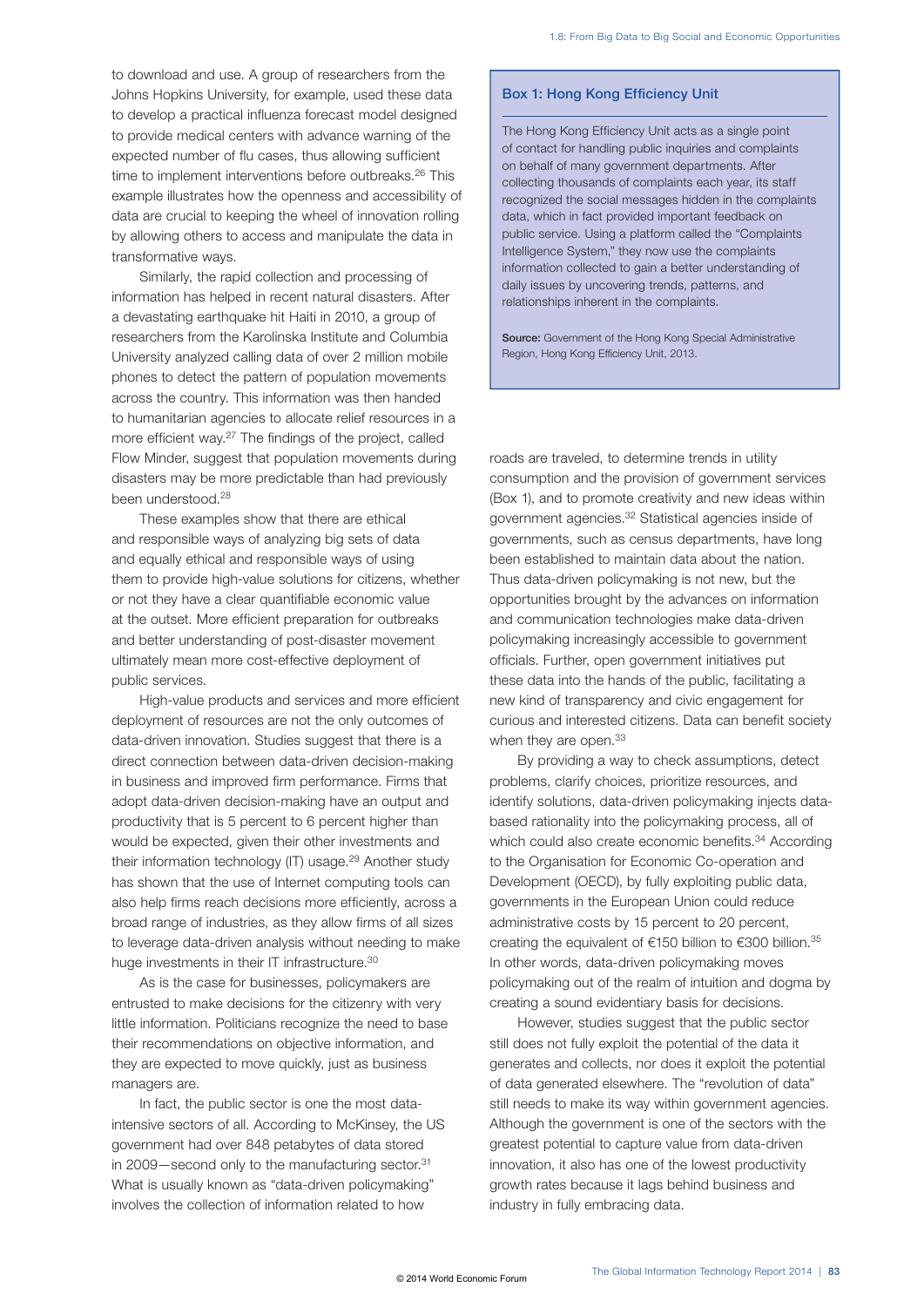to download and use. A group of researchers from the Johns Hopkins University, for example, used these data to develop a practical influenza forecast model designed to provide medical centers with advance warning of the expected number of flu cases, thus allowing sufficient time to implement interventions before outbreaks.[26] This example illustrates how the openness and accessibility of data are crucial to keeping the wheel of innovation rolling by allowing others to access and manipulate the data in transformative ways.

Similarly, the rapid collection and processing of information has helped in recent natural disasters. After a devastating earthquake hit Haiti in 2010, a group of researchers from the Karolinska Institute and Columbia University analyzed calling data of over 2 million mobile phones to detect the pattern of population movements across the country. This information was then handed to humanitarian agencies to allocate relief resources in a more efficient way.[27] The findings of the project, called Flow Minder, suggest that population movements during disasters may be more predictable than had previously been understood.[28]

These examples show that there are ethical and responsible ways of analyzing big sets of data and equally ethical and responsible ways of using them to provide high-value solutions for citizens, whether or not they have a clear quantifiable economic value at the outset. More efficient preparation for outbreaks and better understanding of post-disaster movement ultimately mean more cost-effective deployment of public services.

High-value products and services and more efficient deployment of resources are not the only outcomes of data-driven innovation. Studies suggest that there is a direct connection between data-driven decision-making in business and improved firm performance. Firms that adopt data-driven decision-making have an output and productivity that is 5 percent to 6 percent higher than would be expected, given their other investments and their information technology (IT) usage.[29] Another study has shown that the use of Internet computing tools can also help firms reach decisions more efficiently, across a broad range of industries, as they allow firms of all sizes to leverage data-driven analysis without needing to make huge investments in their IT infrastructure.[30]

As is the case for businesses, policymakers are entrusted to make decisions for the citizenry with very little information. Politicians recognize the need to base their recommendations on objective information, and they are expected to move quickly, just as business managers are.

In fact, the public sector is one the most data-intensive sectors of all. According to McKinsey, the US government had over 848 petabytes of data stored in 2009—second only to the manufacturing sector.[31] What is usually known as "data-driven policymaking" involves the collection of information related to how roads are traveled, to determine trends in utility consumption and the provision of government services (Box 1), and to promote creativity and new ideas within government agencies.[32] Statistical agencies inside of governments, such as census departments, have long been established to maintain data about the nation. Thus data-driven policymaking is not new, but the opportunities brought by the advances on information and communication technologies make data-driven policymaking increasingly accessible to government officials. Further, open government initiatives put these data into the hands of the public, facilitating a new kind of transparency and civic engagement for curious and interested citizens. Data can benefit society when they are open.[33]

By providing a way to check assumptions, detect problems, clarify choices, prioritize resources, and identify solutions, data-driven policymaking injects data-based rationality into the policymaking process, all of which could also create economic benefits.[34] According to the Organisation for Economic Co-operation and Development (OECD), by fully exploiting public data, governments in the European Union could reduce administrative costs by 15 percent to 20 percent, creating the equivalent of €150 billion to €300 billion.[35] In other words, data-driven policymaking moves policymaking out of the realm of intuition and dogma by creating a sound evidentiary basis for decisions.

However, studies suggest that the public sector still does not fully exploit the potential of the data it generates and collects, nor does it exploit the potential of data generated elsewhere. The "revolution of data" still needs to make its way within government agencies. Although the government is one of the sectors with the greatest potential to capture value from data-driven innovation, it also has one of the lowest productivity growth rates because it lags behind business and industry in fully embracing data.

### Box 1: Hong Kong Efficiency Unit

The Hong Kong Efficiency Unit acts as a single point of contact for handling public inquiries and complaints on behalf of many government departments. After collecting thousands of complaints each year, its staff recognized the social messages hidden in the complaints data, which in fact provided important feedback on public service. Using a platform called the "Complaints Intelligence System," they now use the complaints information collected to gain a better understanding of daily issues by uncovering trends, patterns, and relationships inherent in the complaints.

**Source:** Government of the Hong Kong Special Administrative Region, Hong Kong Efficiency Unit, 2013.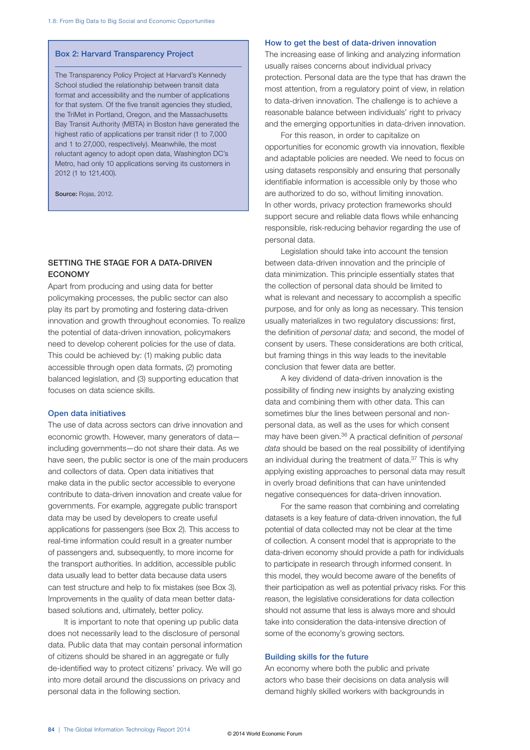### Box 2: Harvard Transparency Project

The Transparency Policy Project at Harvard's Kennedy School studied the relationship between transit data format and accessibility and the number of applications for that system. Of the five transit agencies they studied, the TriMet in Portland, Oregon, and the Massachusetts Bay Transit Authority (MBTA) in Boston have generated the highest ratio of applications per transit rider (1 to 7,000 and 1 to 27,000, respectively). Meanwhile, the most reluctant agency to adopt open data, Washington DC's Metro, had only 10 applications serving its customers in 2012 (1 to 121,400).

**Source:** Rojas, 2012.

## SETTING THE STAGE FOR A DATA-DRIVEN ECONOMY

Apart from producing and using data for better policymaking processes, the public sector can also play its part by promoting and fostering data-driven innovation and growth throughout economies. To realize the potential of data-driven innovation, policymakers need to develop coherent policies for the use of data. This could be achieved by: (1) making public data accessible through open data formats, (2) promoting balanced legislation, and (3) supporting education that focuses on data science skills.

### Open data initiatives

The use of data across sectors can drive innovation and economic growth. However, many generators of data—including governments—do not share their data. As we have seen, the public sector is one of the main producers and collectors of data. Open data initiatives that make data in the public sector accessible to everyone contribute to data-driven innovation and create value for governments. For example, aggregate public transport data may be used by developers to create useful applications for passengers (see Box 2). This access to real-time information could result in a greater number of passengers and, subsequently, to more income for the transport authorities. In addition, accessible public data usually lead to better data because data users can test structure and help to fix mistakes (see Box 3). Improvements in the quality of data mean better data-based solutions and, ultimately, better policy.

It is important to note that opening up public data does not necessarily lead to the disclosure of personal data. Public data that may contain personal information of citizens should be shared in an aggregate or fully de-identified way to protect citizens' privacy. We will go into more detail around the discussions on privacy and personal data in the following section.

### How to get the best of data-driven innovation

The increasing ease of linking and analyzing information usually raises concerns about individual privacy protection. Personal data are the type that has drawn the most attention, from a regulatory point of view, in relation to data-driven innovation. The challenge is to achieve a reasonable balance between individuals' right to privacy and the emerging opportunities in data-driven innovation.

For this reason, in order to capitalize on opportunities for economic growth via innovation, flexible and adaptable policies are needed. We need to focus on using datasets responsibly and ensuring that personally identifiable information is accessible only by those who are authorized to do so, without limiting innovation. In other words, privacy protection frameworks should support secure and reliable data flows while enhancing responsible, risk-reducing behavior regarding the use of personal data.

Legislation should take into account the tension between data-driven innovation and the principle of data minimization. This principle essentially states that the collection of personal data should be limited to what is relevant and necessary to accomplish a specific purpose, and for only as long as necessary. This tension usually materializes in two regulatory discussions: first, the definition of *personal data;* and second, the model of consent by users. These considerations are both critical, but framing things in this way leads to the inevitable conclusion that fewer data are better.

A key dividend of data-driven innovation is the possibility of finding new insights by analyzing existing data and combining them with other data. This can sometimes blur the lines between personal and non-personal data, as well as the uses for which consent may have been given.[36] A practical definition of *personal data* should be based on the real possibility of identifying an individual during the treatment of data.[37] This is why applying existing approaches to personal data may result in overly broad definitions that can have unintended negative consequences for data-driven innovation.

For the same reason that combining and correlating datasets is a key feature of data-driven innovation, the full potential of data collected may not be clear at the time of collection. A consent model that is appropriate to the data-driven economy should provide a path for individuals to participate in research through informed consent. In this model, they would become aware of the benefits of their participation as well as potential privacy risks. For this reason, the legislative considerations for data collection should not assume that less is always more and should take into consideration the data-intensive direction of some of the economy's growing sectors.

### Building skills for the future

An economy where both the public and private actors who base their decisions on data analysis will demand highly skilled workers with backgrounds in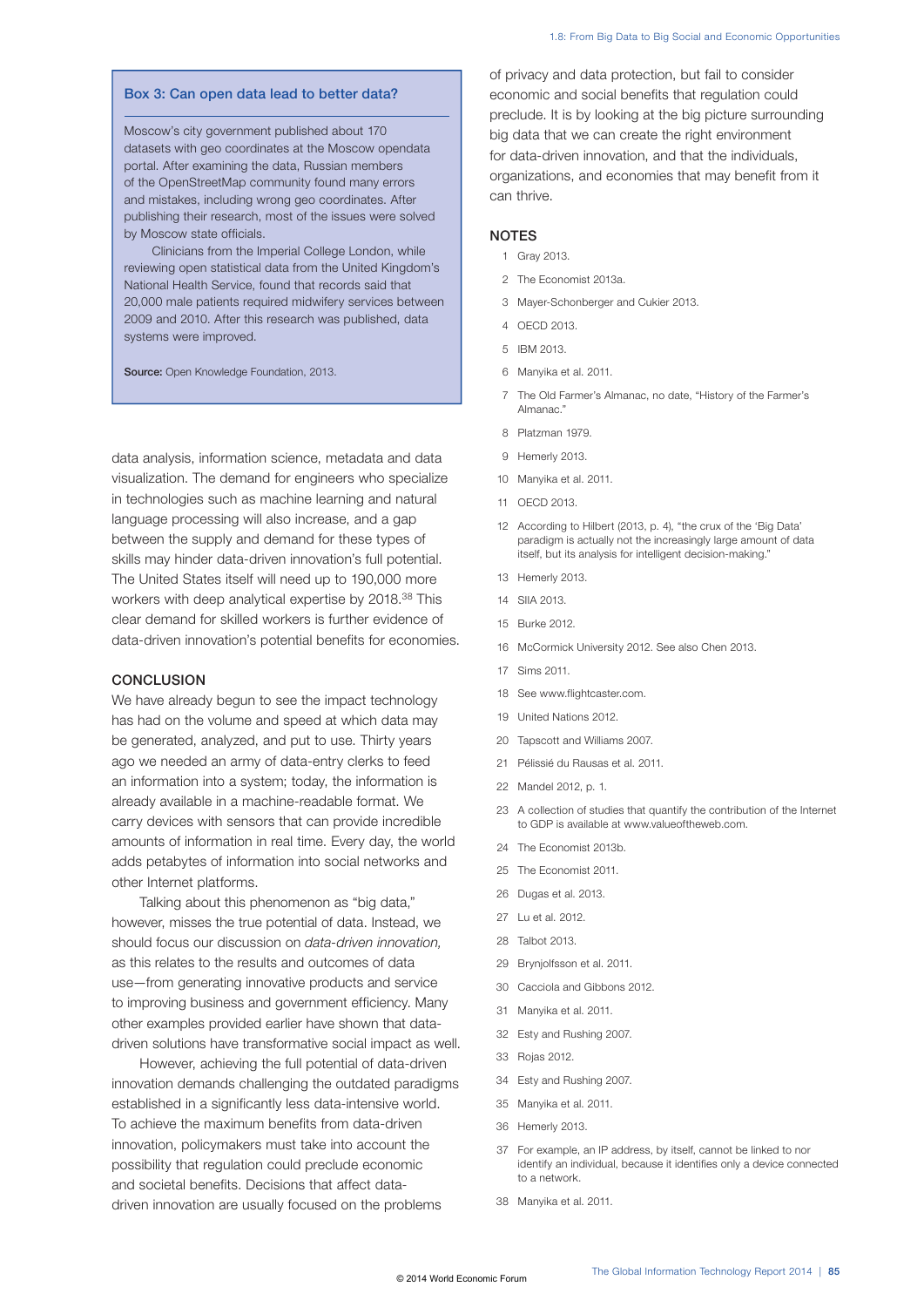### Box 3: Can open data lead to better data?

Moscow's city government published about 170 datasets with geo coordinates at the Moscow opendata portal. After examining the data, Russian members of the OpenStreetMap community found many errors and mistakes, including wrong geo coordinates. After publishing their research, most of the issues were solved by Moscow state officials.

Clinicians from the Imperial College London, while reviewing open statistical data from the United Kingdom's National Health Service, found that records said that 20,000 male patients required midwifery services between 2009 and 2010. After this research was published, data systems were improved.

**Source:** Open Knowledge Foundation, 2013.

data analysis, information science, metadata and data visualization. The demand for engineers who specialize in technologies such as machine learning and natural language processing will also increase, and a gap between the supply and demand for these types of skills may hinder data-driven innovation's full potential. The United States itself will need up to 190,000 more workers with deep analytical expertise by 2018.[38] This clear demand for skilled workers is further evidence of data-driven innovation's potential benefits for economies.

## CONCLUSION

We have already begun to see the impact technology has had on the volume and speed at which data may be generated, analyzed, and put to use. Thirty years ago we needed an army of data-entry clerks to feed an information into a system; today, the information is already available in a machine-readable format. We carry devices with sensors that can provide incredible amounts of information in real time. Every day, the world adds petabytes of information into social networks and other Internet platforms.

Talking about this phenomenon as "big data," however, misses the true potential of data. Instead, we should focus our discussion on *data-driven innovation,* as this relates to the results and outcomes of data use—from generating innovative products and service to improving business and government efficiency. Many other examples provided earlier have shown that data-driven solutions have transformative social impact as well.

However, achieving the full potential of data-driven innovation demands challenging the outdated paradigms established in a significantly less data-intensive world. To achieve the maximum benefits from data-driven innovation, policymakers must take into account the possibility that regulation could preclude economic and societal benefits. Decisions that affect data-driven innovation are usually focused on the problems of privacy and data protection, but fail to consider economic and social benefits that regulation could preclude. It is by looking at the big picture surrounding big data that we can create the right environment for data-driven innovation, and that the individuals, organizations, and economies that may benefit from it can thrive.

## NOTES

1. Gray 2013.
2. The Economist 2013a.
3. Mayer-Schonberger and Cukier 2013.
4. OECD 2013.
5. IBM 2013.
6. Manyika et al. 2011.
7. The Old Farmer's Almanac, no date, "History of the Farmer's Almanac."
8. Platzman 1979.
9. Hemerly 2013.
10. Manyika et al. 2011.
11. OECD 2013.
12. According to Hilbert (2013, p. 4), "the crux of the 'Big Data' paradigm is actually not the increasingly large amount of data itself, but its analysis for intelligent decision-making."
13. Hemerly 2013.
14. SIIA 2013.
15. Burke 2012.
16. McCormick University 2012. See also Chen 2013.
17. Sims 2011.
18. See www.flightcaster.com.
19. United Nations 2012.
20. Tapscott and Williams 2007.
21. Pélissié du Rausas et al. 2011.
22. Mandel 2012, p. 1.
23. A collection of studies that quantify the contribution of the Internet to GDP is available at www.valueoftheweb.com.
24. The Economist 2013b.
25. The Economist 2011.
26. Dugas et al. 2013.
27. Lu et al. 2012.
28. Talbot 2013.
29. Brynjolfsson et al. 2011.
30. Cacciola and Gibbons 2012.
31. Manyika et al. 2011.
32. Esty and Rushing 2007.
33. Rojas 2012.
34. Esty and Rushing 2007.
35. Manyika et al. 2011.
36. Hemerly 2013.
37. For example, an IP address, by itself, cannot be linked to nor identify an individual, because it identifies only a device connected to a network.
38. Manyika et al. 2011.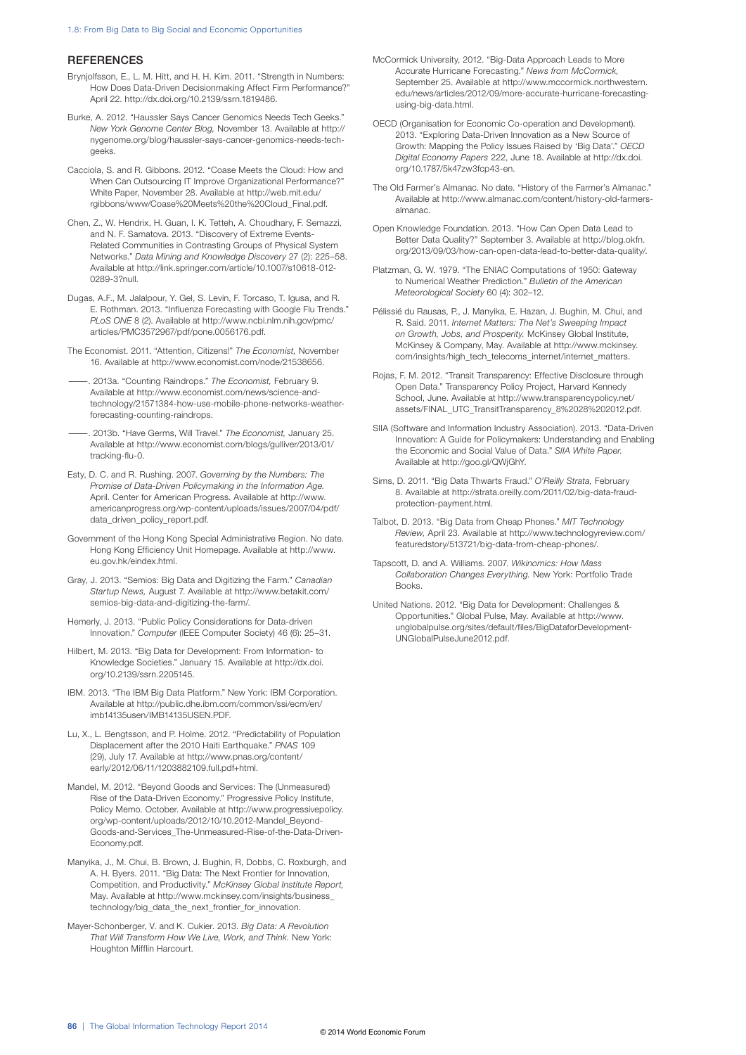## REFERENCES

Brynjolfsson, E., L. M. Hitt, and H. H. Kim. 2011. "Strength in Numbers: How Does Data-Driven Decisionmaking Affect Firm Performance?" April 22. http://dx.doi.org/10.2139/ssrn.1819486.

Burke, A. 2012. "Haussler Says Cancer Genomics Needs Tech Geeks." *New York Genome Center Blog,* November 13. Available at http://nygenome.org/blog/haussler-says-cancer-genomics-needs-tech-geeks.

Cacciola, S. and R. Gibbons. 2012. "Coase Meets the Cloud: How and When Can Outsourcing IT Improve Organizational Performance?" White Paper, November 28. Available at http://web.mit.edu/rgibbons/www/Coase%20Meets%20the%20Cloud_Final.pdf.

Chen, Z., W. Hendrix, H. Guan, I. K. Tetteh, A. Choudhary, F. Semazzi, and N. F. Samatova. 2013. "Discovery of Extreme Events-Related Communities in Contrasting Groups of Physical System Networks." *Data Mining and Knowledge Discovery* 27 (2): 225–58. Available at http://link.springer.com/article/10.1007/s10618-012-0289-3?null.

Dugas, A.F., M. Jalalpour, Y. Gel, S. Levin, F. Torcaso, T. Igusa, and R. E. Rothman. 2013. "Influenza Forecasting with Google Flu Trends." *PLoS ONE* 8 (2). Available at http://www.ncbi.nlm.nih.gov/pmc/articles/PMC3572967/pdf/pone.0056176.pdf.

The Economist. 2011. "Attention, Citizens!" *The Economist,* November 16. Available at http://www.economist.com/node/21538656.

———. 2013a. "Counting Raindrops." *The Economist,* February 9. Available at http://www.economist.com/news/science-and-technology/21571384-how-use-mobile-phone-networks-weather-forecasting-counting-raindrops.

———. 2013b. "Have Germs, Will Travel." *The Economist,* January 25. Available at http://www.economist.com/blogs/gulliver/2013/01/tracking-flu-0.

Esty, D. C. and R. Rushing. 2007. *Governing by the Numbers: The Promise of Data-Driven Policymaking in the Information Age.* April. Center for American Progress. Available at http://www.americanprogress.org/wp-content/uploads/issues/2007/04/pdf/data_driven_policy_report.pdf.

Government of the Hong Kong Special Administrative Region. No date. Hong Kong Efficiency Unit Homepage. Available at http://www.eu.gov.hk/eindex.html.

Gray, J. 2013. "Semios: Big Data and Digitizing the Farm." *Canadian Startup News,* August 7. Available at http://www.betakit.com/semios-big-data-and-digitizing-the-farm/.

Hemerly, J. 2013. "Public Policy Considerations for Data-driven Innovation." *Computer* (IEEE Computer Society) 46 (6): 25–31.

Hilbert, M. 2013. "Big Data for Development: From Information- to Knowledge Societies." January 15. Available at http://dx.doi.org/10.2139/ssrn.2205145.

IBM. 2013. "The IBM Big Data Platform." New York: IBM Corporation. Available at http://public.dhe.ibm.com/common/ssi/ecm/en/imb14135usen/IMB14135USEN.PDF.

Lu, X., L. Bengtsson, and P. Holme. 2012. "Predictability of Population Displacement after the 2010 Haiti Earthquake." *PNAS* 109 (29), July 17. Available at http://www.pnas.org/content/early/2012/06/11/1203882109.full.pdf+html.

Mandel, M. 2012. "Beyond Goods and Services: The (Unmeasured) Rise of the Data-Driven Economy." Progressive Policy Institute, Policy Memo. October. Available at http://www.progressivepolicy.org/wp-content/uploads/2012/10/10.2012-Mandel_Beyond-Goods-and-Services_The-Unmeasured-Rise-of-the-Data-Driven-Economy.pdf.

Manyika, J., M. Chui, B. Brown, J. Bughin, R, Dobbs, C. Roxburgh, and A. H. Byers. 2011. "Big Data: The Next Frontier for Innovation, Competition, and Productivity." *McKinsey Global Institute Report,* May. Available at http://www.mckinsey.com/insights/business_technology/big_data_the_next_frontier_for_innovation.

Mayer-Schonberger, V. and K. Cukier. 2013. *Big Data: A Revolution That Will Transform How We Live, Work, and Think.* New York: Houghton Mifflin Harcourt.

McCormick University, 2012. "Big-Data Approach Leads to More Accurate Hurricane Forecasting." *News from McCormick,* September 25. Available at http://www.mccormick.northwestern.edu/news/articles/2012/09/more-accurate-hurricane-forecasting-using-big-data.html.

OECD (Organisation for Economic Co-operation and Development). 2013. "Exploring Data-Driven Innovation as a New Source of Growth: Mapping the Policy Issues Raised by 'Big Data'." *OECD Digital Economy Papers* 222, June 18. Available at http://dx.doi.org/10.1787/5k47zw3fcp43-en.

The Old Farmer's Almanac. No date. "History of the Farmer's Almanac." Available at http://www.almanac.com/content/history-old-farmers-almanac.

Open Knowledge Foundation. 2013. "How Can Open Data Lead to Better Data Quality?" September 3. Available at http://blog.okfn.org/2013/09/03/how-can-open-data-lead-to-better-data-quality/.

Platzman, G. W. 1979. "The ENIAC Computations of 1950: Gateway to Numerical Weather Prediction." *Bulletin of the American Meteorological Society* 60 (4): 302–12.

Pélissié du Rausas, P., J. Manyika, E. Hazan, J. Bughin, M. Chui, and R. Said. 2011. *Internet Matters: The Net's Sweeping Impact on Growth, Jobs, and Prosperity.* McKinsey Global Institute, McKinsey & Company, May. Available at http://www.mckinsey.com/insights/high_tech_telecoms_internet/internet_matters.

Rojas, F. M. 2012. "Transit Transparency: Effective Disclosure through Open Data." Transparency Policy Project, Harvard Kennedy School, June. Available at http://www.transparencypolicy.net/assets/FINAL_UTC_TransitTransparency_8%2028%202012.pdf.

SIIA (Software and Information Industry Association). 2013. "Data-Driven Innovation: A Guide for Policymakers: Understanding and Enabling the Economic and Social Value of Data." *SIIA White Paper.* Available at http://goo.gl/QWjGhY.

Sims, D. 2011. "Big Data Thwarts Fraud." *O'Reilly Strata,* February 8. Available at http://strata.oreilly.com/2011/02/big-data-fraud-protection-payment.html.

Talbot, D. 2013. "Big Data from Cheap Phones." *MIT Technology Review,* April 23. Available at http://www.technologyreview.com/featuredstory/513721/big-data-from-cheap-phones/.

Tapscott, D. and A. Williams. 2007. *Wikinomics: How Mass Collaboration Changes Everything.* New York: Portfolio Trade Books.

United Nations. 2012. "Big Data for Development: Challenges & Opportunities." Global Pulse, May. Available at http://www.unglobalpulse.org/sites/default/files/BigDataforDevelopment-UNGlobalPulseJune2012.pdf.